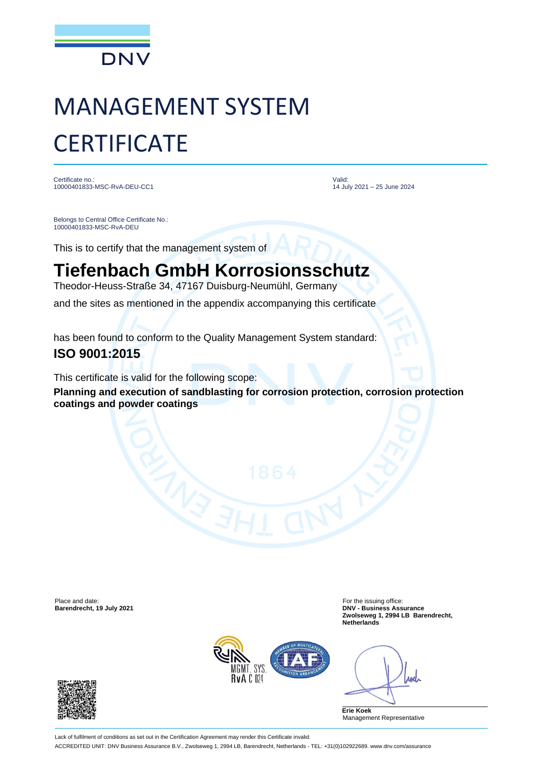DNV

# MANAGEMENT SYSTEM CERTIFICATE

Certificate no.:
10000401833-MSC-RvA-DEU-CC1

Valid:
14 July 2021 – 25 June 2024

Belongs to Central Office Certificate No.:
10000401833-MSC-RvA-DEU

This is to certify that the management system of

## Tiefenbach GmbH Korrosionsschutz

Theodor-Heuss-Straße 34, 47167 Duisburg-Neumühl, Germany

and the sites as mentioned in the appendix accompanying this certificate

has been found to conform to the Quality Management System standard:

**ISO 9001:2015**

This certificate is valid for the following scope:

**Planning and execution of sandblasting for corrosion protection, corrosion protection coatings and powder coatings**

Place and date:
**Barendrecht, 19 July 2021**

For the issuing office:
**DNV - Business Assurance**
**Zwolseweg 1, 2994 LB Barendrecht, Netherlands**

MGMT. SYS.
RvA C 024

**Erie Koek**
Management Representative

Lack of fulfilment of conditions as set out in the Certification Agreement may render this Certificate invalid.

ACCREDITED UNIT: DNV Business Assurance B.V., Zwolseweg 1, 2994 LB, Barendrecht, Netherlands - TEL: +31(0)102922689. www.dnv.com/assurance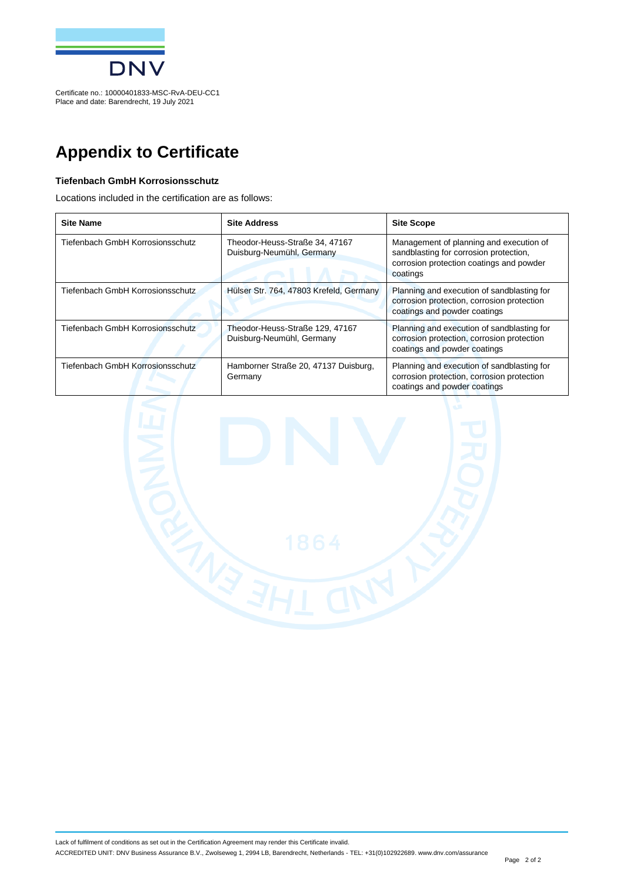Certificate no.: 10000401833-MSC-RvA-DEU-CC1
Place and date: Barendrecht, 19 July 2021

# Appendix to Certificate

**Tiefenbach GmbH Korrosionsschutz**

Locations included in the certification are as follows:

| Site Name | Site Address | Site Scope |
|---|---|---|
| Tiefenbach GmbH Korrosionsschutz | Theodor-Heuss-Straße 34, 47167 Duisburg-Neumühl, Germany | Management of planning and execution of sandblasting for corrosion protection, corrosion protection coatings and powder coatings |
| Tiefenbach GmbH Korrosionsschutz | Hülser Str. 764, 47803 Krefeld, Germany | Planning and execution of sandblasting for corrosion protection, corrosion protection coatings and powder coatings |
| Tiefenbach GmbH Korrosionsschutz | Theodor-Heuss-Straße 129, 47167 Duisburg-Neumühl, Germany | Planning and execution of sandblasting for corrosion protection, corrosion protection coatings and powder coatings |
| Tiefenbach GmbH Korrosionsschutz | Hamborner Straße 20, 47137 Duisburg, Germany | Planning and execution of sandblasting for corrosion protection, corrosion protection coatings and powder coatings |

Lack of fulfilment of conditions as set out in the Certification Agreement may render this Certificate invalid.

ACCREDITED UNIT: DNV Business Assurance B.V., Zwolseweg 1, 2994 LB, Barendrecht, Netherlands - TEL: +31(0)102922689. www.dnv.com/assurance